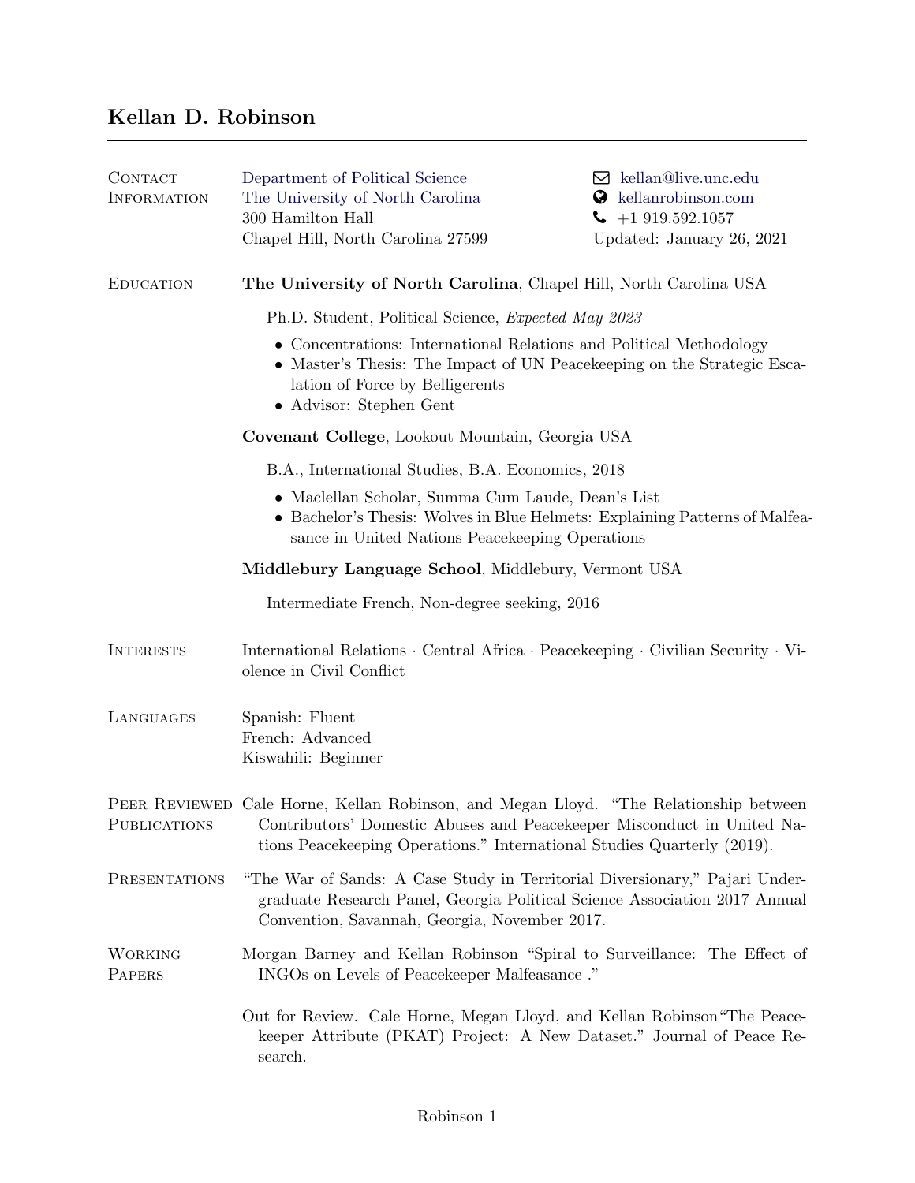# Kellan D. Robinson

## Contact Information

Department of Political Science
The University of North Carolina
300 Hamilton Hall
Chapel Hill, North Carolina 27599

kellan@live.unc.edu
kellanrobinson.com
+1 919.592.1057
Updated: January 26, 2021

## Education

**The University of North Carolina**, Chapel Hill, North Carolina USA

Ph.D. Student, Political Science, *Expected May 2023*

- Concentrations: International Relations and Political Methodology
- Master's Thesis: The Impact of UN Peacekeeping on the Strategic Escalation of Force by Belligerents
- Advisor: Stephen Gent

**Covenant College**, Lookout Mountain, Georgia USA

B.A., International Studies, B.A. Economics, 2018

- Maclellan Scholar, Summa Cum Laude, Dean's List
- Bachelor's Thesis: Wolves in Blue Helmets: Explaining Patterns of Malfeasance in United Nations Peacekeeping Operations

**Middlebury Language School**, Middlebury, Vermont USA

Intermediate French, Non-degree seeking, 2016

## Interests

International Relations · Central Africa · Peacekeeping · Civilian Security · Violence in Civil Conflict

## Languages

Spanish: Fluent
French: Advanced
Kiswahili: Beginner

## Peer Reviewed Publications

Cale Horne, Kellan Robinson, and Megan Lloyd. "The Relationship between Contributors' Domestic Abuses and Peacekeeper Misconduct in United Nations Peacekeeping Operations." International Studies Quarterly (2019).

## Presentations

"The War of Sands: A Case Study in Territorial Diversionary," Pajari Undergraduate Research Panel, Georgia Political Science Association 2017 Annual Convention, Savannah, Georgia, November 2017.

## Working Papers

Morgan Barney and Kellan Robinson "Spiral to Surveillance: The Effect of INGOs on Levels of Peacekeeper Malfeasance ."

Out for Review. Cale Horne, Megan Lloyd, and Kellan Robinson"The Peacekeeper Attribute (PKAT) Project: A New Dataset." Journal of Peace Research.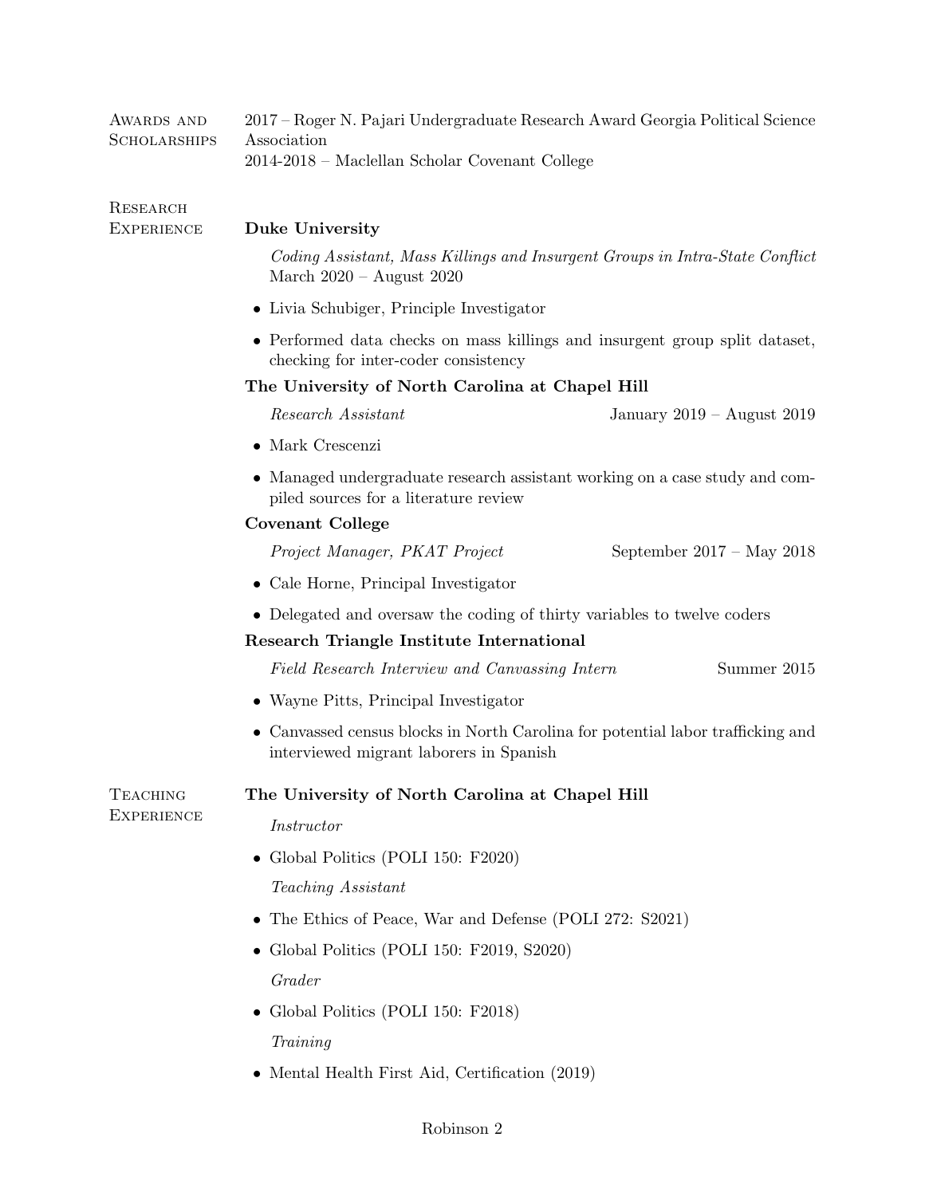## Awards and Scholarships

2017 – Roger N. Pajari Undergraduate Research Award Georgia Political Science Association
2014-2018 – Maclellan Scholar Covenant College

## Research Experience

**Duke University**

*Coding Assistant, Mass Killings and Insurgent Groups in Intra-State Conflict*
March 2020 – August 2020

- Livia Schubiger, Principle Investigator
- Performed data checks on mass killings and insurgent group split dataset, checking for inter-coder consistency

**The University of North Carolina at Chapel Hill**

*Research Assistant* — January 2019 – August 2019

- Mark Crescenzi
- Managed undergraduate research assistant working on a case study and compiled sources for a literature review

**Covenant College**

*Project Manager, PKAT Project* — September 2017 – May 2018

- Cale Horne, Principal Investigator
- Delegated and oversaw the coding of thirty variables to twelve coders

**Research Triangle Institute International**

*Field Research Interview and Canvassing Intern* — Summer 2015

- Wayne Pitts, Principal Investigator
- Canvassed census blocks in North Carolina for potential labor trafficking and interviewed migrant laborers in Spanish

## Teaching Experience

**The University of North Carolina at Chapel Hill**

*Instructor*

- Global Politics (POLI 150: F2020)

*Teaching Assistant*

- The Ethics of Peace, War and Defense (POLI 272: S2021)
- Global Politics (POLI 150: F2019, S2020)

*Grader*

- Global Politics (POLI 150: F2018)

*Training*

- Mental Health First Aid, Certification (2019)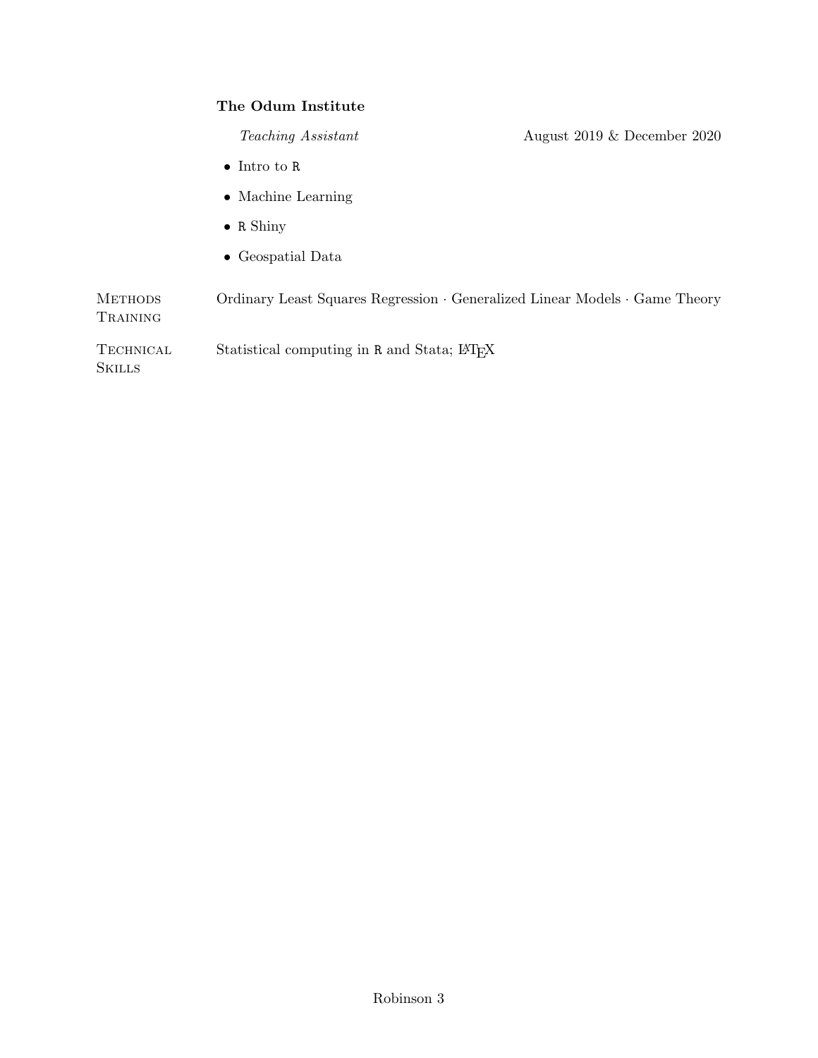**The Odum Institute**

*Teaching Assistant* August 2019 & December 2020

- Intro to `R`
- Machine Learning
- `R` Shiny
- Geospatial Data

METHODS TRAINING

Ordinary Least Squares Regression · Generalized Linear Models · Game Theory

TECHNICAL SKILLS

Statistical computing in `R` and Stata; LaTeX